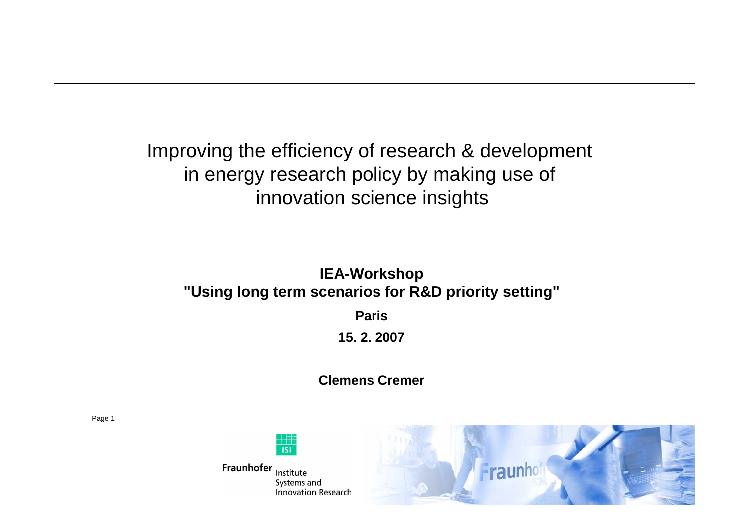# Improving the efficiency of research & development in energy research policy by making use of innovation science insights

**IEA-Workshop**
**"Using long term scenarios for R&D priority setting"**

**Paris**

**15. 2. 2007**

**Clemens Cremer**

Fraunhofer Institute Systems and Innovation Research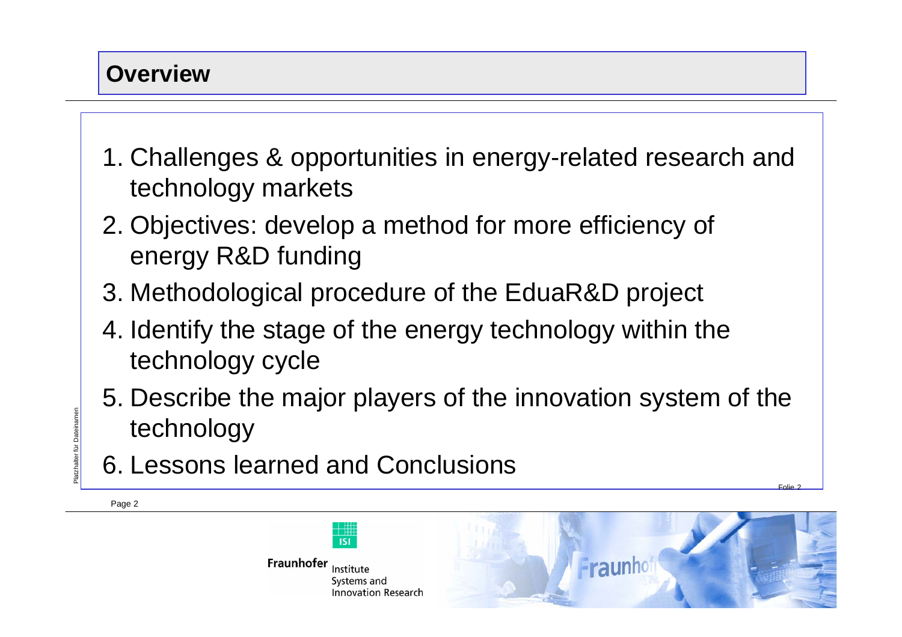## Overview

1. Challenges & opportunities in energy-related research and technology markets
2. Objectives: develop a method for more efficiency of energy R&D funding
3. Methodological procedure of the EduaR&D project
4. Identify the stage of the energy technology within the technology cycle
5. Describe the major players of the innovation system of the technology
6. Lessons learned and Conclusions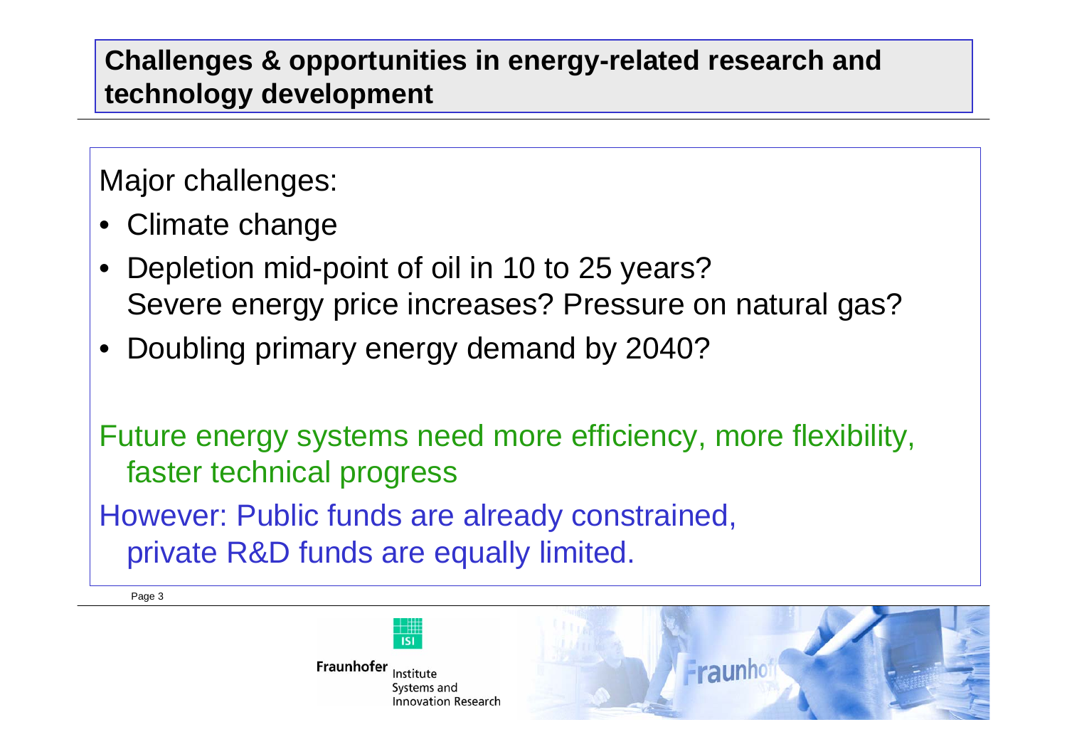# Challenges & opportunities in energy-related research and technology development

Major challenges:

- Climate change
- Depletion mid-point of oil in 10 to 25 years?
  Severe energy price increases? Pressure on natural gas?
- Doubling primary energy demand by 2040?

Future energy systems need more efficiency, more flexibility, faster technical progress

However: Public funds are already constrained, private R&D funds are equally limited.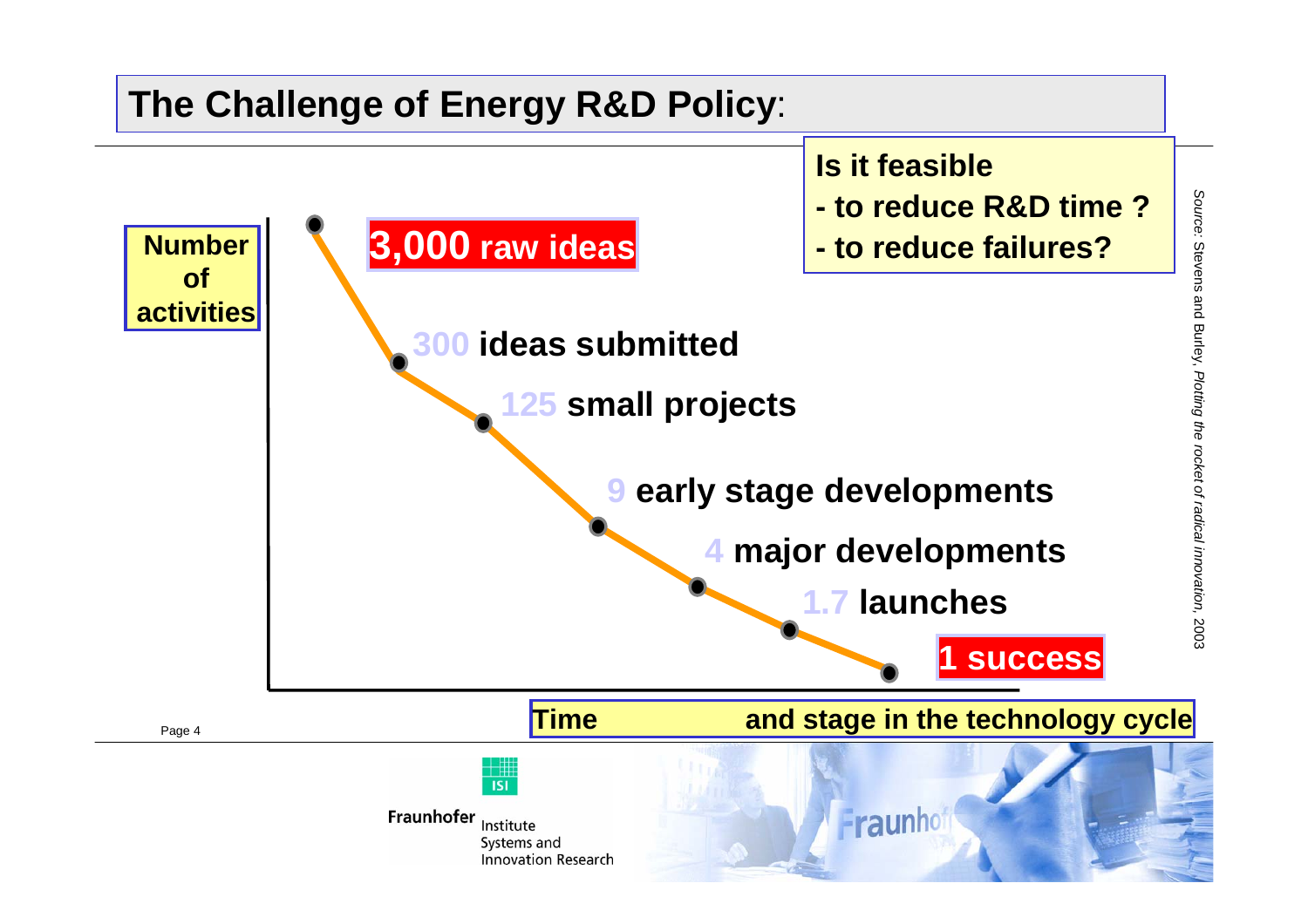# The Challenge of Energy R&D Policy:

**Is it feasible**
**- to reduce R&D time ?**
**- to reduce failures?**

**Number of activities**

**3,000 raw ideas**

**300 ideas submitted**

**125 small projects**

**9 early stage developments**

**4 major developments**

**1.7 launches**

**1 success**

**Time and stage in the technology cycle**

*Source*: Stevens and Burley, *Plotting the rocket of radical innovation*, 2003

Fraunhofer Institute Systems and Innovation Research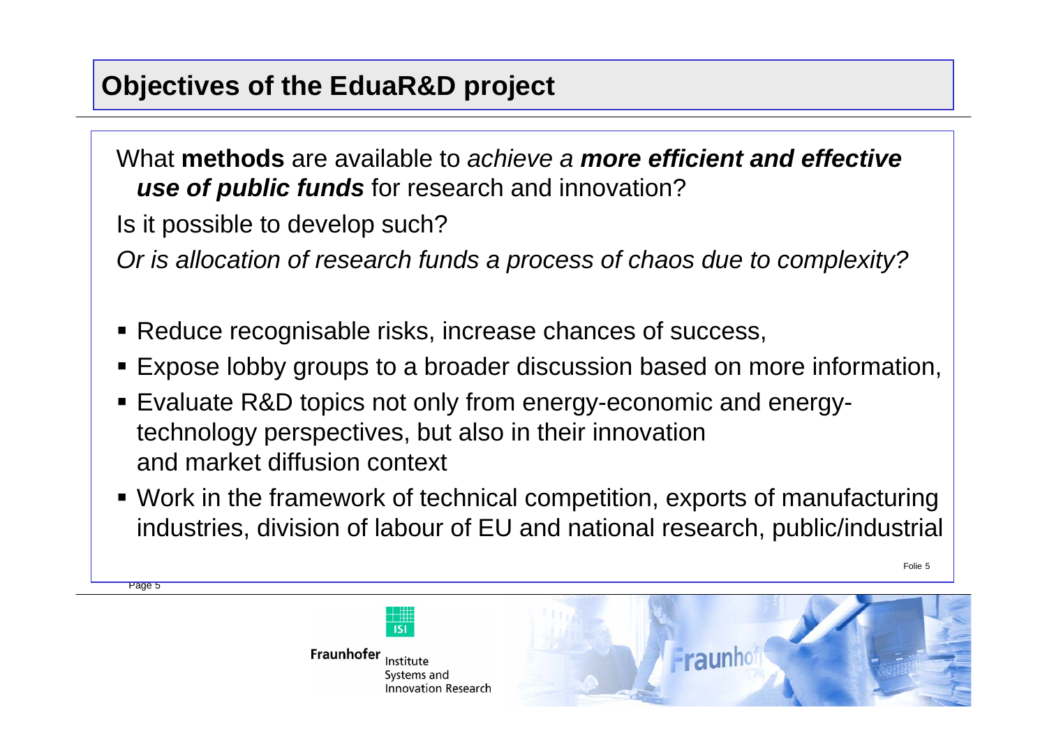# Objectives of the EduaR&D project

What **methods** are available to *achieve a* ***more efficient and effective use of public funds*** for research and innovation?

Is it possible to develop such?

*Or is allocation of research funds a process of chaos due to complexity?*

- Reduce recognisable risks, increase chances of success,
- Expose lobby groups to a broader discussion based on more information,
- Evaluate R&D topics not only from energy-economic and energy-technology perspectives, but also in their innovation and market diffusion context
- Work in the framework of technical competition, exports of manufacturing industries, division of labour of EU and national research, public/industrial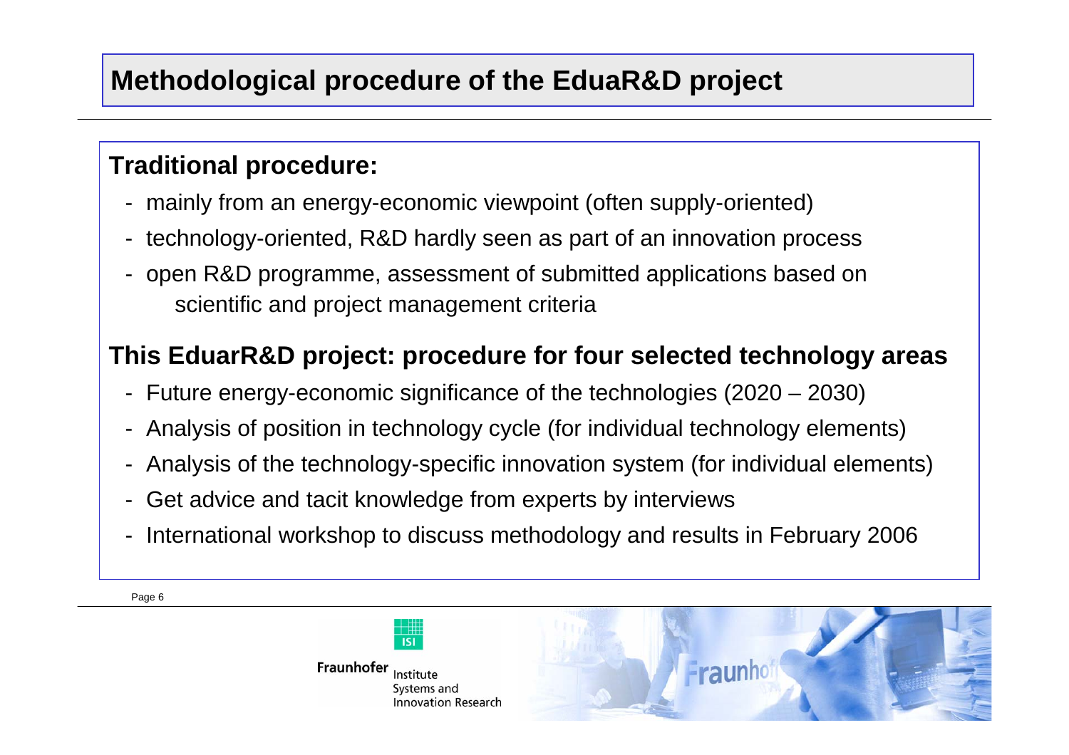# Methodological procedure of the EduaR&D project

## Traditional procedure:

- mainly from an energy-economic viewpoint (often supply-oriented)
- technology-oriented, R&D hardly seen as part of an innovation process
- open R&D programme, assessment of submitted applications based on scientific and project management criteria

## This EduarR&D project: procedure for four selected technology areas

- Future energy-economic significance of the technologies (2020 – 2030)
- Analysis of position in technology cycle (for individual technology elements)
- Analysis of the technology-specific innovation system (for individual elements)
- Get advice and tacit knowledge from experts by interviews
- International workshop to discuss methodology and results in February 2006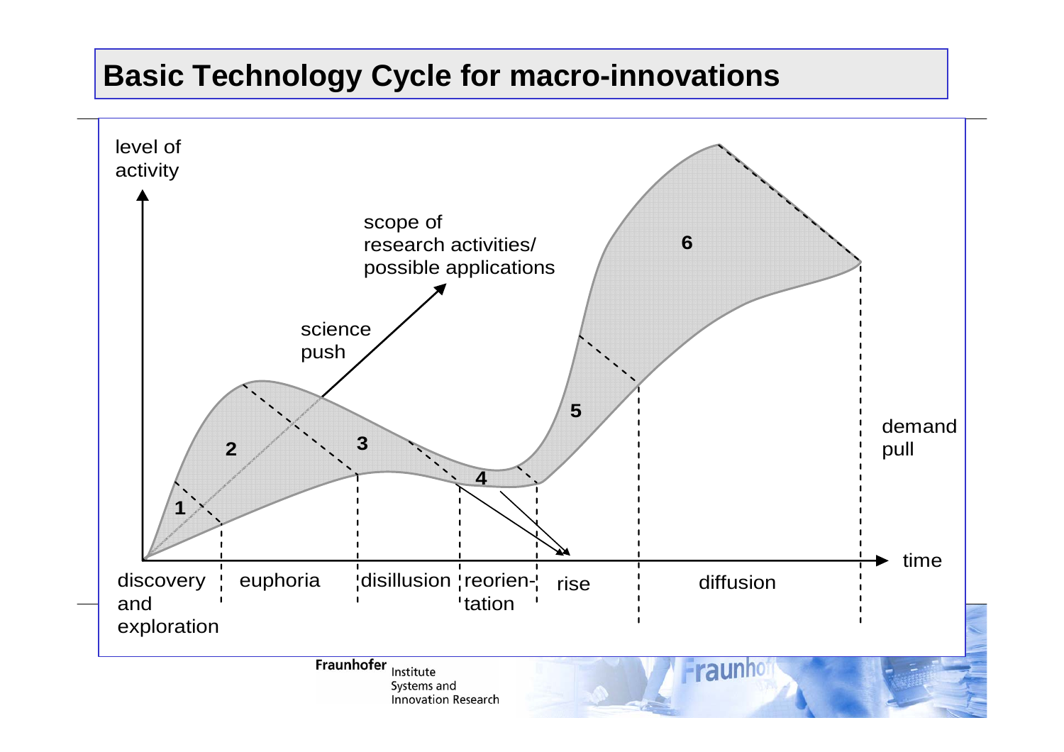# Basic Technology Cycle for macro-innovations

level of activity

scope of research activities/ possible applications

science push

demand pull

time

1 — discovery and exploration

2 — euphoria

3 — disillusion

4 — reorientation

5 — rise

6 — diffusion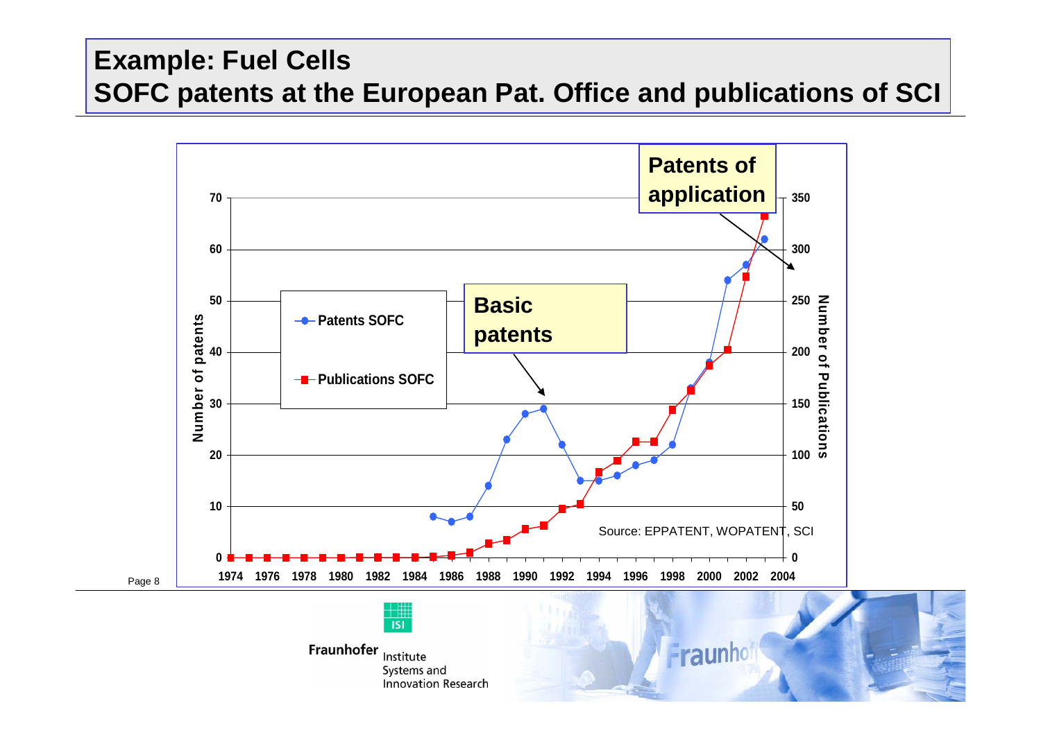# Example: Fuel Cells
## SOFC patents at the European Pat. Office and publications of SCI

Patents of application

Basic patents

- Patents SOFC
- Publications SOFC

Number of patents

Number of Publications

Source: EPPATENT, WOPATENT, SCI

Fraunhofer Institute Systems and Innovation Research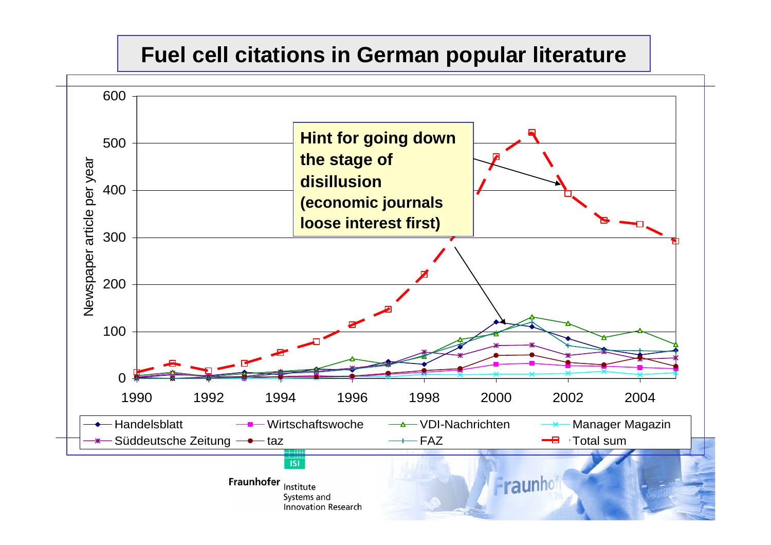# Fuel cell citations in German popular literature

Hint for going down the stage of disillusion (economic journals loose interest first)

Newspaper article per year

Handelsblatt, Wirtschaftswoche, VDI-Nachrichten, Manager Magazin, Süddeutsche Zeitung, taz, FAZ, Total sum

Fraunhofer Institute Systems and Innovation Research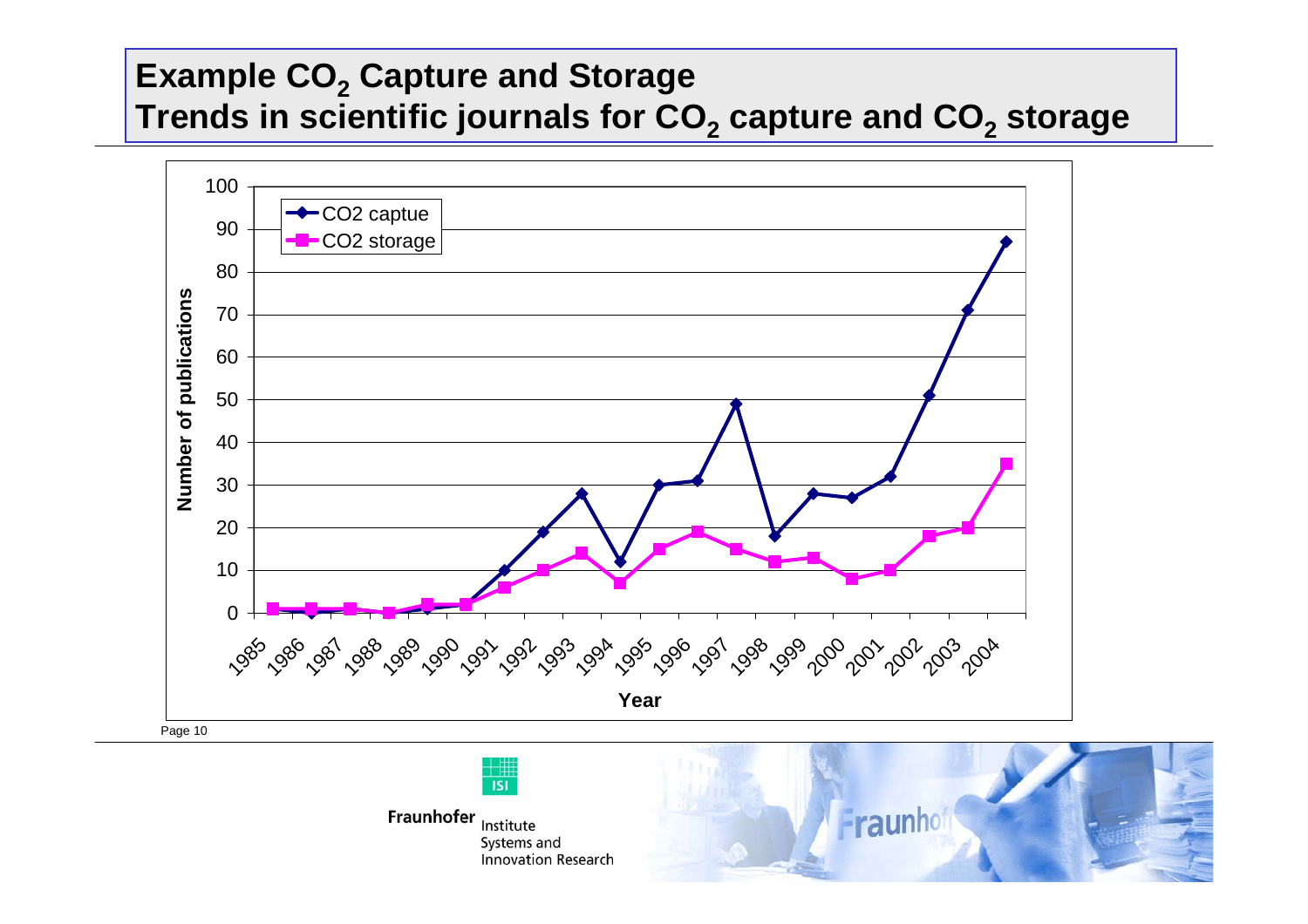# Example $CO_2$ Capture and Storage

## Trends in scientific journals for $CO_2$ capture and $CO_2$ storage

| Year | CO2 captue | CO2 storage |
|---|---|---|
| 1985 | 1 | 1 |
| 1986 | 0 | 1 |
| 1987 | 1 | 1 |
| 1988 | 0 | 0 |
| 1989 | 1 | 2 |
| 1990 | 2 | 2 |
| 1991 | 10 | 6 |
| 1992 | 19 | 10 |
| 1993 | 28 | 14 |
| 1994 | 12 | 7 |
| 1995 | 30 | 15 |
| 1996 | 31 | 19 |
| 1997 | 49 | 15 |
| 1998 | 18 | 12 |
| 1999 | 28 | 13 |
| 2000 | 27 | 8 |
| 2001 | 32 | 10 |
| 2002 | 51 | 18 |
| 2003 | 71 | 20 |
| 2004 | 87 | 35 |

Number of publications by Year

Fraunhofer Institute Systems and Innovation Research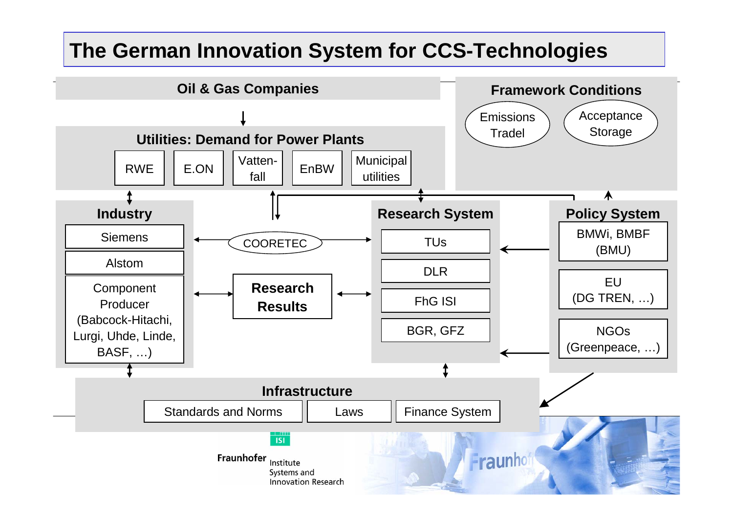# The German Innovation System for CCS-Technologies

**Oil & Gas Companies**

**Utilities: Demand for Power Plants**

- RWE
- E.ON
- Vatten-fall
- EnBW
- Municipal utilities

**Framework Conditions**

- Emissions Tradel
- Acceptance Storage

**Industry**

- Siemens
- Alstom
- Component Producer (Babcock-Hitachi, Lurgi, Uhde, Linde, BASF, …)

COORETEC

**Research Results**

**Research System**

- TUs
- DLR
- FhG ISI
- BGR, GFZ

**Policy System**

- BMWi, BMBF (BMU)
- EU (DG TREN, …)
- NGOs (Greenpeace, …)

**Infrastructure**

- Standards and Norms
- Laws
- Finance System

Fraunhofer Institute Systems and Innovation Research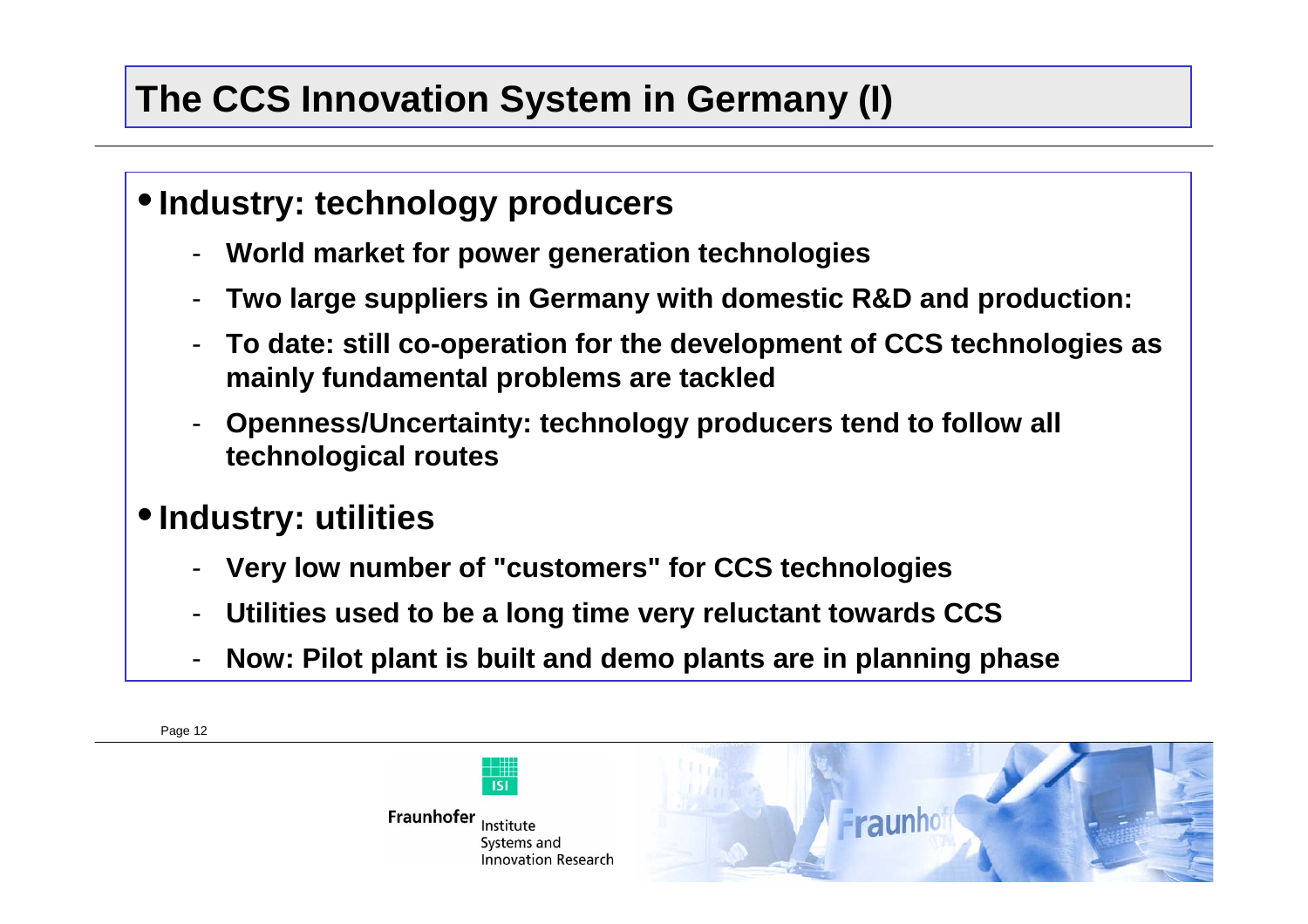# The CCS Innovation System in Germany (I)

- **Industry: technology producers**
  - **World market for power generation technologies**
  - **Two large suppliers in Germany with domestic R&D and production:**
  - **To date: still co-operation for the development of CCS technologies as mainly fundamental problems are tackled**
  - **Openness/Uncertainty: technology producers tend to follow all technological routes**
- **Industry: utilities**
  - **Very low number of "customers" for CCS technologies**
  - **Utilities used to be a long time very reluctant towards CCS**
  - **Now: Pilot plant is built and demo plants are in planning phase**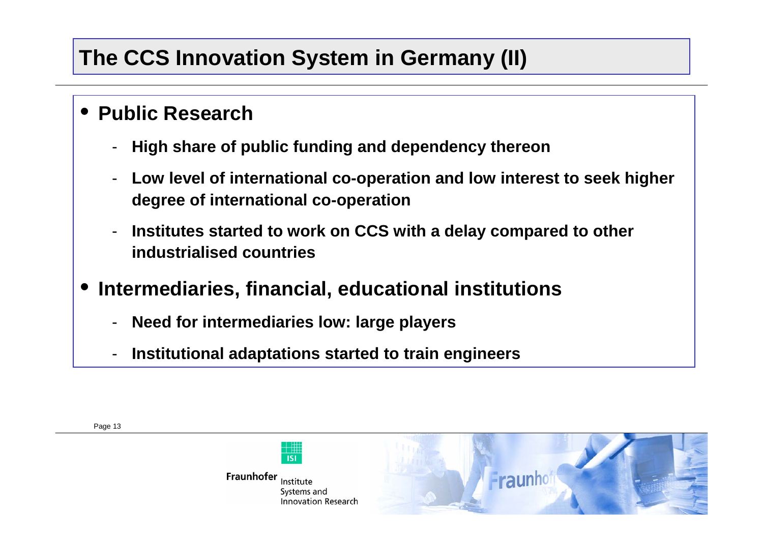# The CCS Innovation System in Germany (II)

- **Public Research**
  - **High share of public funding and dependency thereon**
  - **Low level of international co-operation and low interest to seek higher degree of international co-operation**
  - **Institutes started to work on CCS with a delay compared to other industrialised countries**
- **Intermediaries, financial, educational institutions**
  - **Need for intermediaries low: large players**
  - **Institutional adaptations started to train engineers**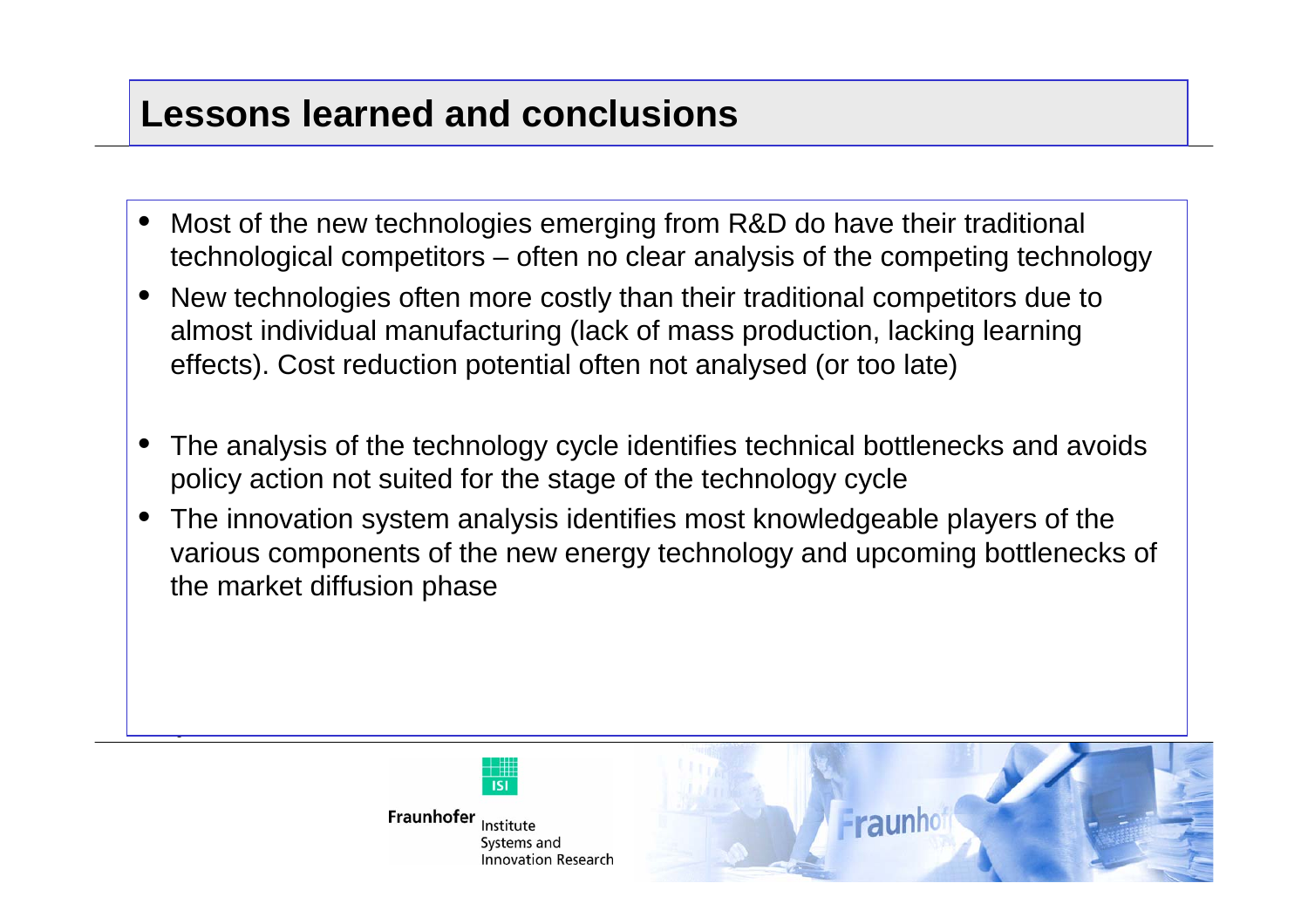# Lessons learned and conclusions

- Most of the new technologies emerging from R&D do have their traditional technological competitors – often no clear analysis of the competing technology
- New technologies often more costly than their traditional competitors due to almost individual manufacturing (lack of mass production, lacking learning effects). Cost reduction potential often not analysed (or too late)

- The analysis of the technology cycle identifies technical bottlenecks and avoids policy action not suited for the stage of the technology cycle
- The innovation system analysis identifies most knowledgeable players of the various components of the new energy technology and upcoming bottlenecks of the market diffusion phase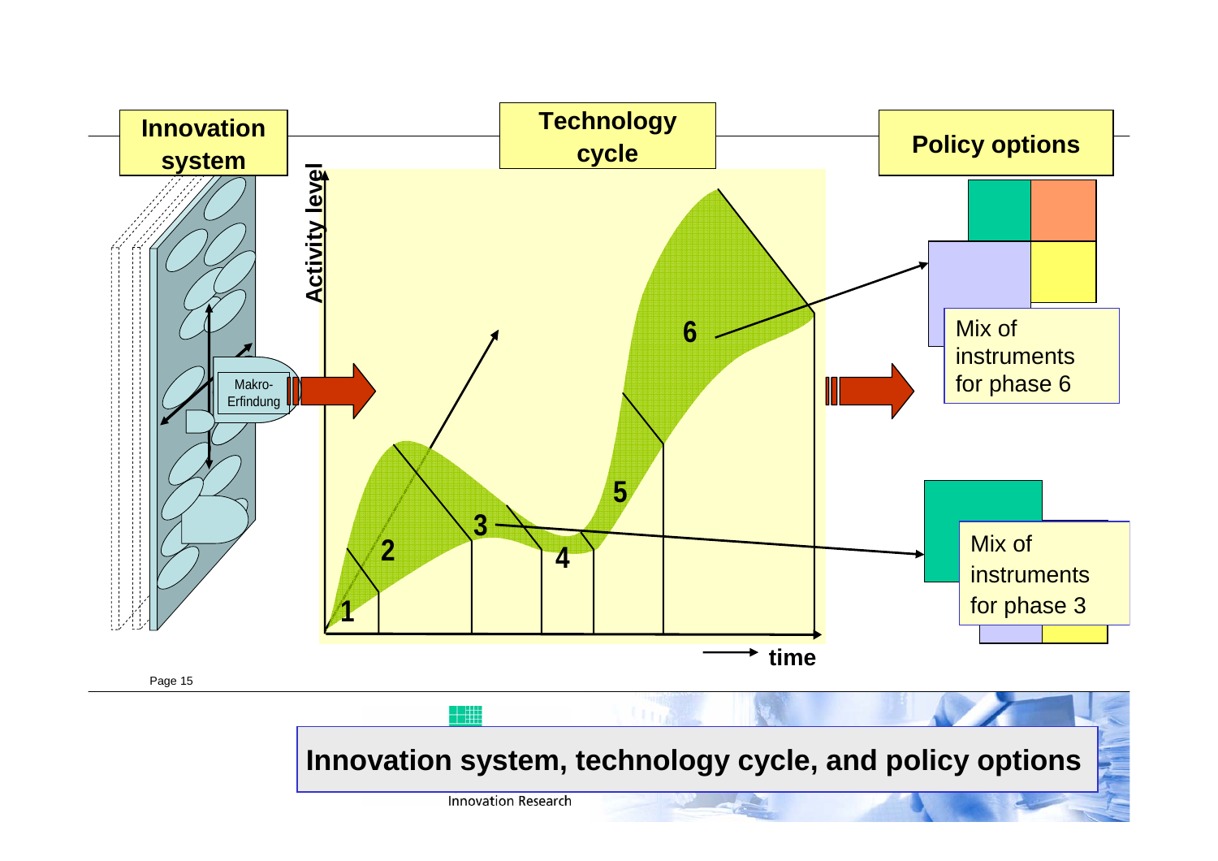**Innovation system**

**Technology cycle**

**Policy options**

Activity level

Makro-Erfindung

1 2 3 4 5 6

time

Mix of instruments for phase 6

Mix of instruments for phase 3

# Innovation system, technology cycle, and policy options

Innovation Research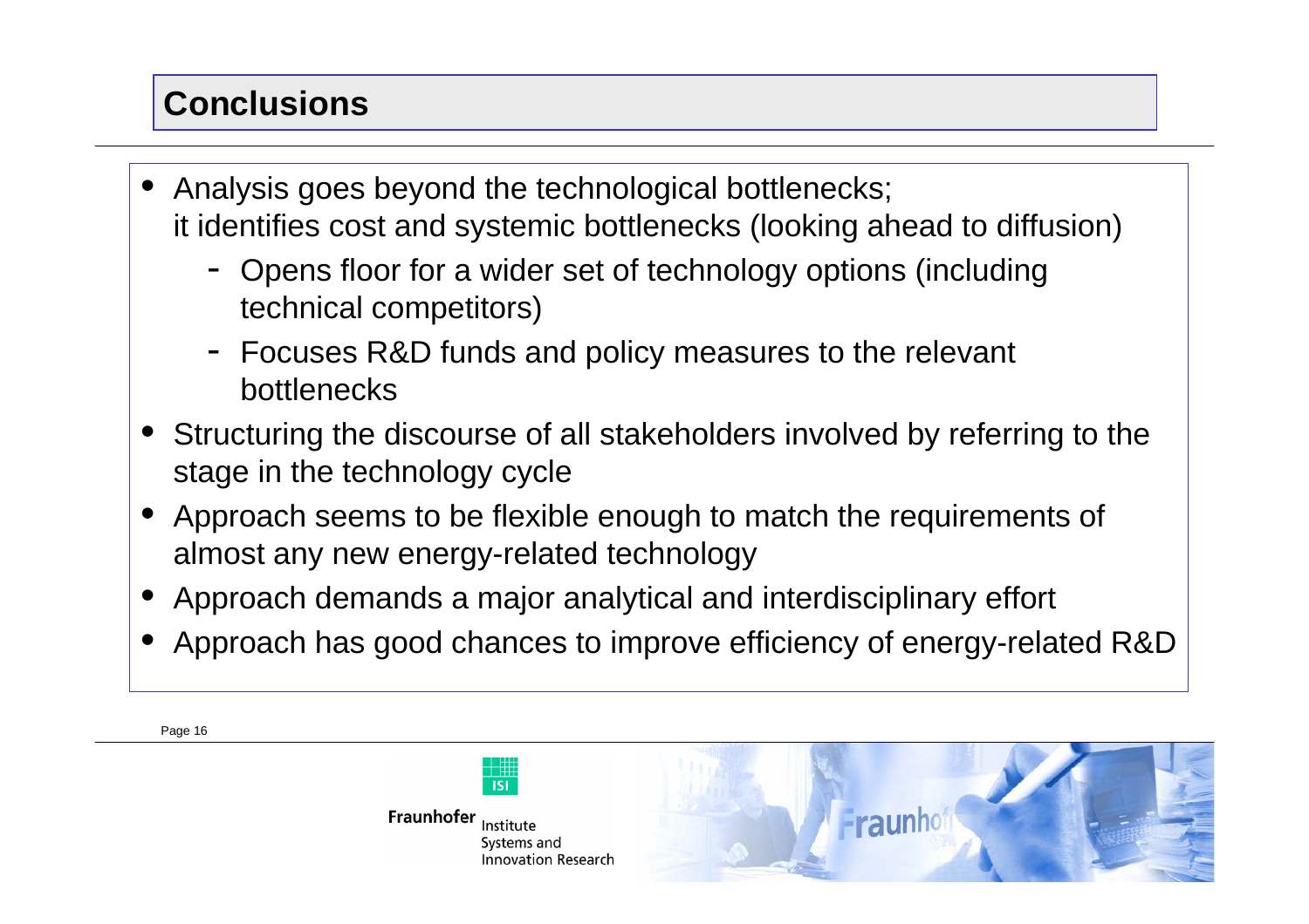## Conclusions

- Analysis goes beyond the technological bottlenecks; it identifies cost and systemic bottlenecks (looking ahead to diffusion)
  - Opens floor for a wider set of technology options (including technical competitors)
  - Focuses R&D funds and policy measures to the relevant bottlenecks
- Structuring the discourse of all stakeholders involved by referring to the stage in the technology cycle
- Approach seems to be flexible enough to match the requirements of almost any new energy-related technology
- Approach demands a major analytical and interdisciplinary effort
- Approach has good chances to improve efficiency of energy-related R&D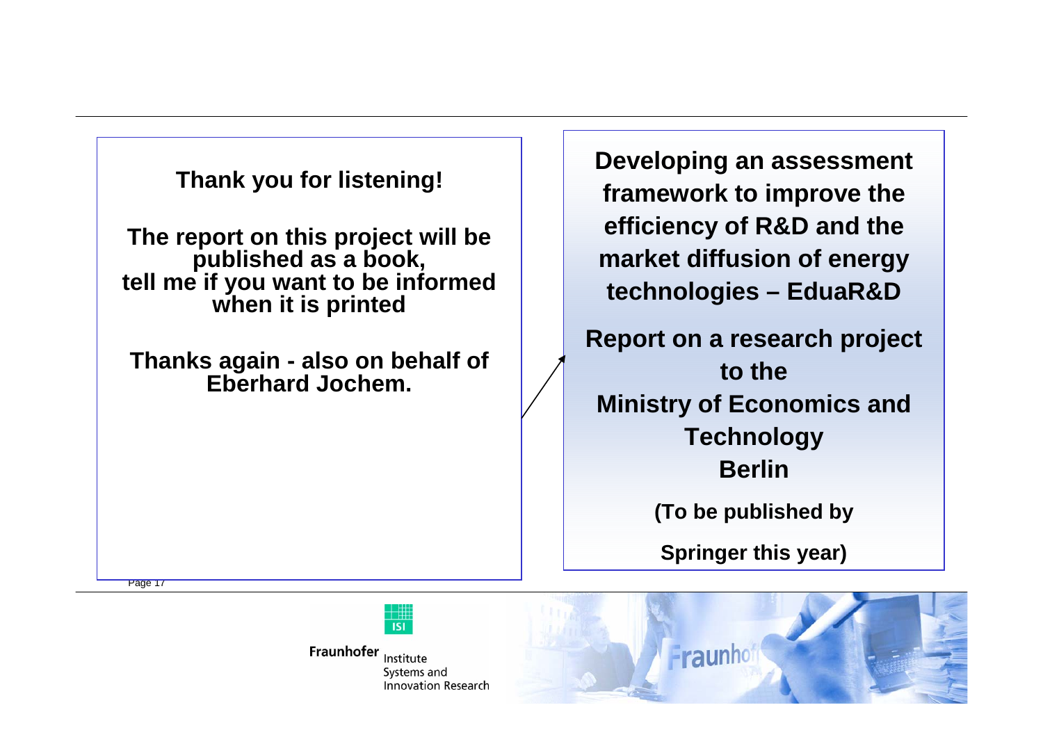**Thank you for listening!**

**The report on this project will be published as a book, tell me if you want to be informed when it is printed**

**Thanks again - also on behalf of Eberhard Jochem.**

**Developing an assessment framework to improve the efficiency of R&D and the market diffusion of energy technologies – EduaR&D**

**Report on a research project to the Ministry of Economics and Technology Berlin**

**(To be published by Springer this year)**

Fraunhofer Institute Systems and Innovation Research